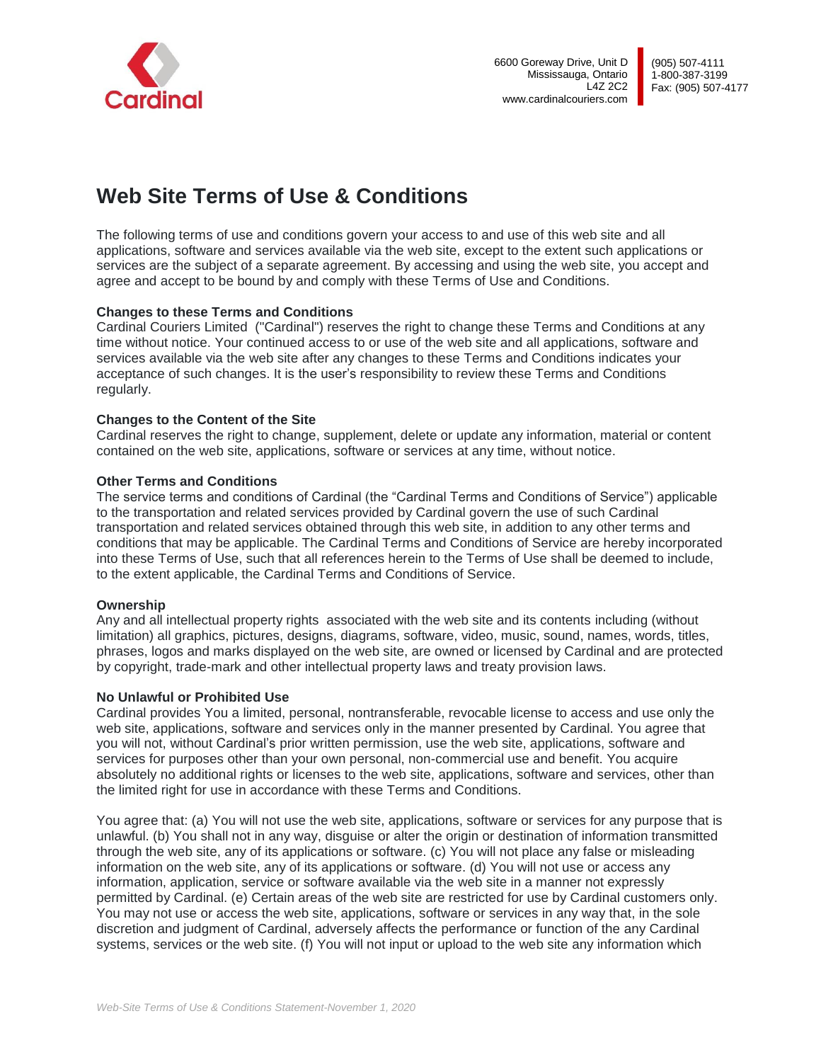Cardinal

6600 Goreway Drive, Unit D
Mississauga, Ontario
L4Z 2C2
www.cardinalcouriers.com

(905) 507-4111
1-800-387-3199
Fax: (905) 507-4177

# Web Site Terms of Use & Conditions

The following terms of use and conditions govern your access to and use of this web site and all applications, software and services available via the web site, except to the extent such applications or services are the subject of a separate agreement. By accessing and using the web site, you accept and agree and accept to be bound by and comply with these Terms of Use and Conditions.

**Changes to these Terms and Conditions**
Cardinal Couriers Limited ("Cardinal") reserves the right to change these Terms and Conditions at any time without notice. Your continued access to or use of the web site and all applications, software and services available via the web site after any changes to these Terms and Conditions indicates your acceptance of such changes. It is the user's responsibility to review these Terms and Conditions regularly.

**Changes to the Content of the Site**
Cardinal reserves the right to change, supplement, delete or update any information, material or content contained on the web site, applications, software or services at any time, without notice.

**Other Terms and Conditions**
The service terms and conditions of Cardinal (the "Cardinal Terms and Conditions of Service") applicable to the transportation and related services provided by Cardinal govern the use of such Cardinal transportation and related services obtained through this web site, in addition to any other terms and conditions that may be applicable. The Cardinal Terms and Conditions of Service are hereby incorporated into these Terms of Use, such that all references herein to the Terms of Use shall be deemed to include, to the extent applicable, the Cardinal Terms and Conditions of Service.

**Ownership**
Any and all intellectual property rights associated with the web site and its contents including (without limitation) all graphics, pictures, designs, diagrams, software, video, music, sound, names, words, titles, phrases, logos and marks displayed on the web site, are owned or licensed by Cardinal and are protected by copyright, trade-mark and other intellectual property laws and treaty provision laws.

**No Unlawful or Prohibited Use**
Cardinal provides You a limited, personal, nontransferable, revocable license to access and use only the web site, applications, software and services only in the manner presented by Cardinal. You agree that you will not, without Cardinal's prior written permission, use the web site, applications, software and services for purposes other than your own personal, non-commercial use and benefit. You acquire absolutely no additional rights or licenses to the web site, applications, software and services, other than the limited right for use in accordance with these Terms and Conditions.

You agree that: (a) You will not use the web site, applications, software or services for any purpose that is unlawful. (b) You shall not in any way, disguise or alter the origin or destination of information transmitted through the web site, any of its applications or software. (c) You will not place any false or misleading information on the web site, any of its applications or software. (d) You will not use or access any information, application, service or software available via the web site in a manner not expressly permitted by Cardinal. (e) Certain areas of the web site are restricted for use by Cardinal customers only. You may not use or access the web site, applications, software or services in any way that, in the sole discretion and judgment of Cardinal, adversely affects the performance or function of the any Cardinal systems, services or the web site. (f) You will not input or upload to the web site any information which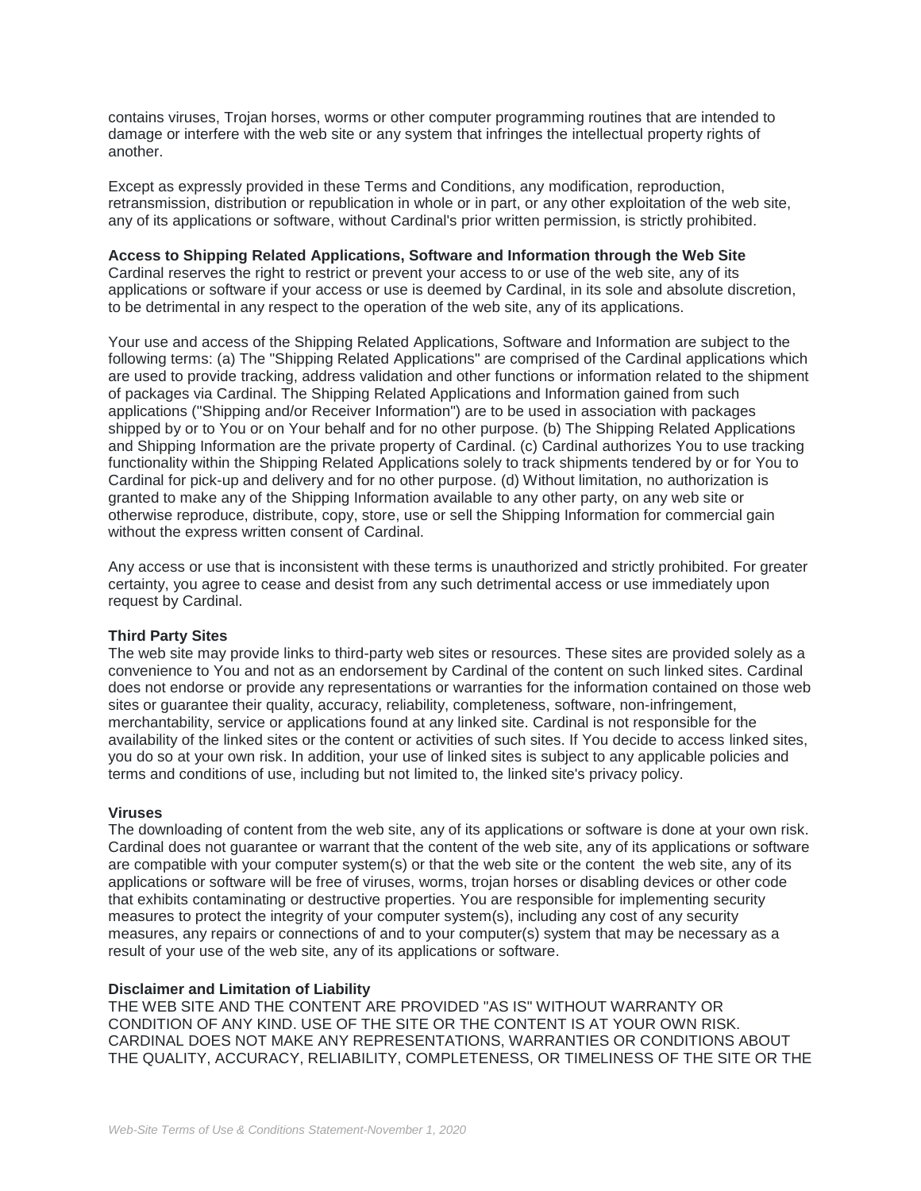contains viruses, Trojan horses, worms or other computer programming routines that are intended to damage or interfere with the web site or any system that infringes the intellectual property rights of another.

Except as expressly provided in these Terms and Conditions, any modification, reproduction, retransmission, distribution or republication in whole or in part, or any other exploitation of the web site, any of its applications or software, without Cardinal's prior written permission, is strictly prohibited.

**Access to Shipping Related Applications, Software and Information through the Web Site**
Cardinal reserves the right to restrict or prevent your access to or use of the web site, any of its applications or software if your access or use is deemed by Cardinal, in its sole and absolute discretion, to be detrimental in any respect to the operation of the web site, any of its applications.

Your use and access of the Shipping Related Applications, Software and Information are subject to the following terms: (a) The "Shipping Related Applications" are comprised of the Cardinal applications which are used to provide tracking, address validation and other functions or information related to the shipment of packages via Cardinal. The Shipping Related Applications and Information gained from such applications ("Shipping and/or Receiver Information") are to be used in association with packages shipped by or to You or on Your behalf and for no other purpose. (b) The Shipping Related Applications and Shipping Information are the private property of Cardinal. (c) Cardinal authorizes You to use tracking functionality within the Shipping Related Applications solely to track shipments tendered by or for You to Cardinal for pick-up and delivery and for no other purpose. (d) Without limitation, no authorization is granted to make any of the Shipping Information available to any other party, on any web site or otherwise reproduce, distribute, copy, store, use or sell the Shipping Information for commercial gain without the express written consent of Cardinal.

Any access or use that is inconsistent with these terms is unauthorized and strictly prohibited. For greater certainty, you agree to cease and desist from any such detrimental access or use immediately upon request by Cardinal.

**Third Party Sites**
The web site may provide links to third-party web sites or resources. These sites are provided solely as a convenience to You and not as an endorsement by Cardinal of the content on such linked sites. Cardinal does not endorse or provide any representations or warranties for the information contained on those web sites or guarantee their quality, accuracy, reliability, completeness, software, non-infringement, merchantability, service or applications found at any linked site. Cardinal is not responsible for the availability of the linked sites or the content or activities of such sites. If You decide to access linked sites, you do so at your own risk. In addition, your use of linked sites is subject to any applicable policies and terms and conditions of use, including but not limited to, the linked site's privacy policy.

**Viruses**
The downloading of content from the web site, any of its applications or software is done at your own risk. Cardinal does not guarantee or warrant that the content of the web site, any of its applications or software are compatible with your computer system(s) or that the web site or the content the web site, any of its applications or software will be free of viruses, worms, trojan horses or disabling devices or other code that exhibits contaminating or destructive properties. You are responsible for implementing security measures to protect the integrity of your computer system(s), including any cost of any security measures, any repairs or connections of and to your computer(s) system that may be necessary as a result of your use of the web site, any of its applications or software.

**Disclaimer and Limitation of Liability**
THE WEB SITE AND THE CONTENT ARE PROVIDED "AS IS" WITHOUT WARRANTY OR CONDITION OF ANY KIND. USE OF THE SITE OR THE CONTENT IS AT YOUR OWN RISK. CARDINAL DOES NOT MAKE ANY REPRESENTATIONS, WARRANTIES OR CONDITIONS ABOUT THE QUALITY, ACCURACY, RELIABILITY, COMPLETENESS, OR TIMELINESS OF THE SITE OR THE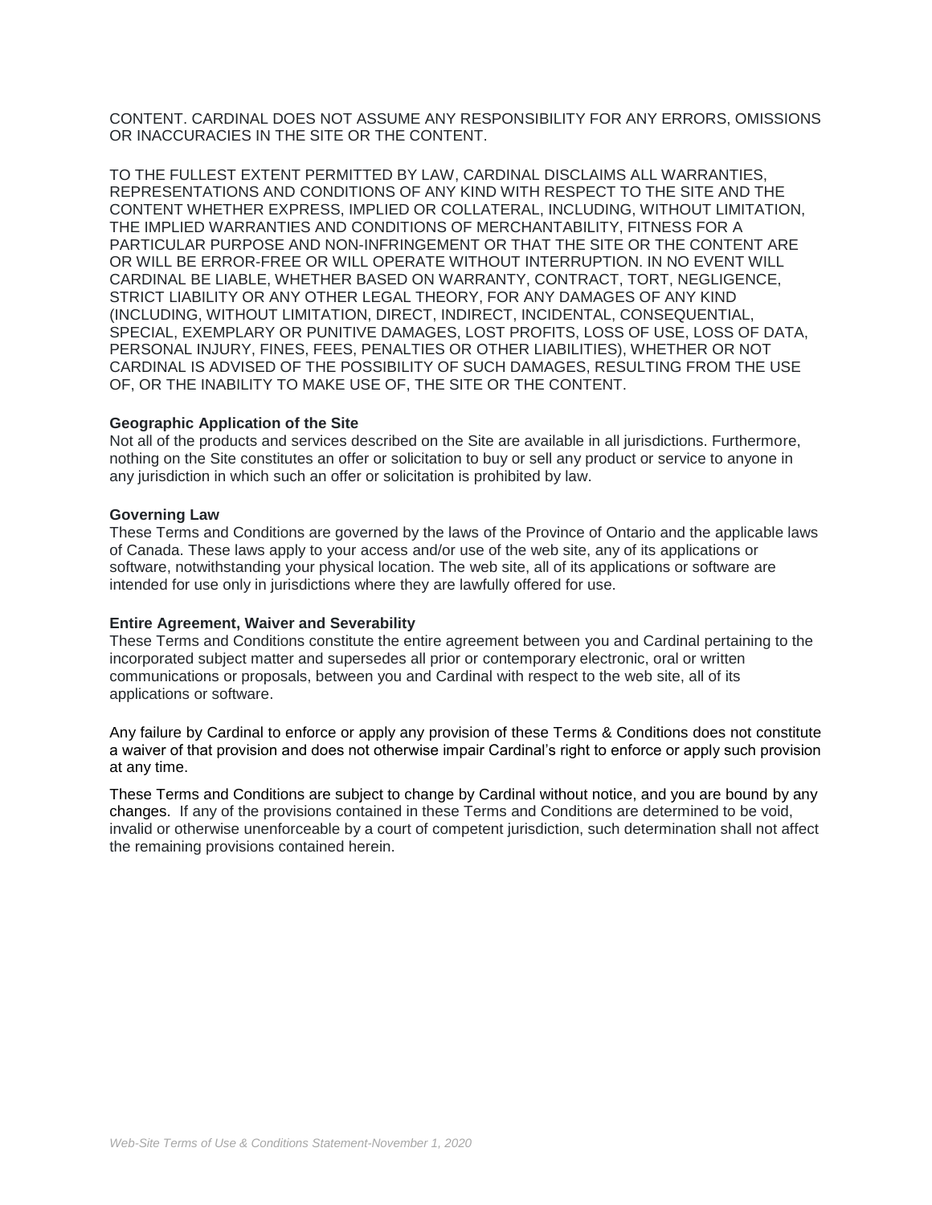CONTENT. CARDINAL DOES NOT ASSUME ANY RESPONSIBILITY FOR ANY ERRORS, OMISSIONS OR INACCURACIES IN THE SITE OR THE CONTENT.

TO THE FULLEST EXTENT PERMITTED BY LAW, CARDINAL DISCLAIMS ALL WARRANTIES, REPRESENTATIONS AND CONDITIONS OF ANY KIND WITH RESPECT TO THE SITE AND THE CONTENT WHETHER EXPRESS, IMPLIED OR COLLATERAL, INCLUDING, WITHOUT LIMITATION, THE IMPLIED WARRANTIES AND CONDITIONS OF MERCHANTABILITY, FITNESS FOR A PARTICULAR PURPOSE AND NON-INFRINGEMENT OR THAT THE SITE OR THE CONTENT ARE OR WILL BE ERROR-FREE OR WILL OPERATE WITHOUT INTERRUPTION. IN NO EVENT WILL CARDINAL BE LIABLE, WHETHER BASED ON WARRANTY, CONTRACT, TORT, NEGLIGENCE, STRICT LIABILITY OR ANY OTHER LEGAL THEORY, FOR ANY DAMAGES OF ANY KIND (INCLUDING, WITHOUT LIMITATION, DIRECT, INDIRECT, INCIDENTAL, CONSEQUENTIAL, SPECIAL, EXEMPLARY OR PUNITIVE DAMAGES, LOST PROFITS, LOSS OF USE, LOSS OF DATA, PERSONAL INJURY, FINES, FEES, PENALTIES OR OTHER LIABILITIES), WHETHER OR NOT CARDINAL IS ADVISED OF THE POSSIBILITY OF SUCH DAMAGES, RESULTING FROM THE USE OF, OR THE INABILITY TO MAKE USE OF, THE SITE OR THE CONTENT.

**Geographic Application of the Site**

Not all of the products and services described on the Site are available in all jurisdictions. Furthermore, nothing on the Site constitutes an offer or solicitation to buy or sell any product or service to anyone in any jurisdiction in which such an offer or solicitation is prohibited by law.

**Governing Law**

These Terms and Conditions are governed by the laws of the Province of Ontario and the applicable laws of Canada. These laws apply to your access and/or use of the web site, any of its applications or software, notwithstanding your physical location. The web site, all of its applications or software are intended for use only in jurisdictions where they are lawfully offered for use.

**Entire Agreement, Waiver and Severability**

These Terms and Conditions constitute the entire agreement between you and Cardinal pertaining to the incorporated subject matter and supersedes all prior or contemporary electronic, oral or written communications or proposals, between you and Cardinal with respect to the web site, all of its applications or software.

Any failure by Cardinal to enforce or apply any provision of these Terms & Conditions does not constitute a waiver of that provision and does not otherwise impair Cardinal's right to enforce or apply such provision at any time.

These Terms and Conditions are subject to change by Cardinal without notice, and you are bound by any changes. If any of the provisions contained in these Terms and Conditions are determined to be void, invalid or otherwise unenforceable by a court of competent jurisdiction, such determination shall not affect the remaining provisions contained herein.